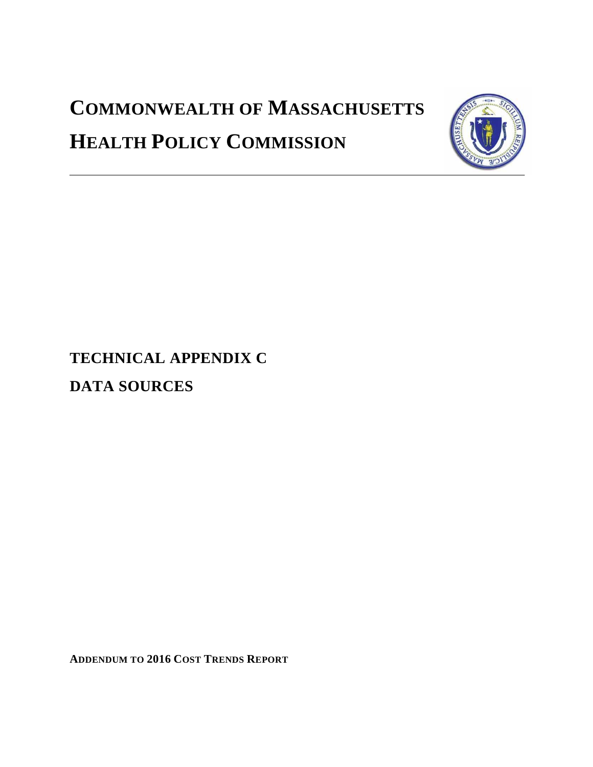# COMMONWEALTH OF MASSACHUSETTS

# HEALTH POLICY COMMISSION

## TECHNICAL APPENDIX C

## DATA SOURCES

**ADDENDUM TO 2016 COST TRENDS REPORT**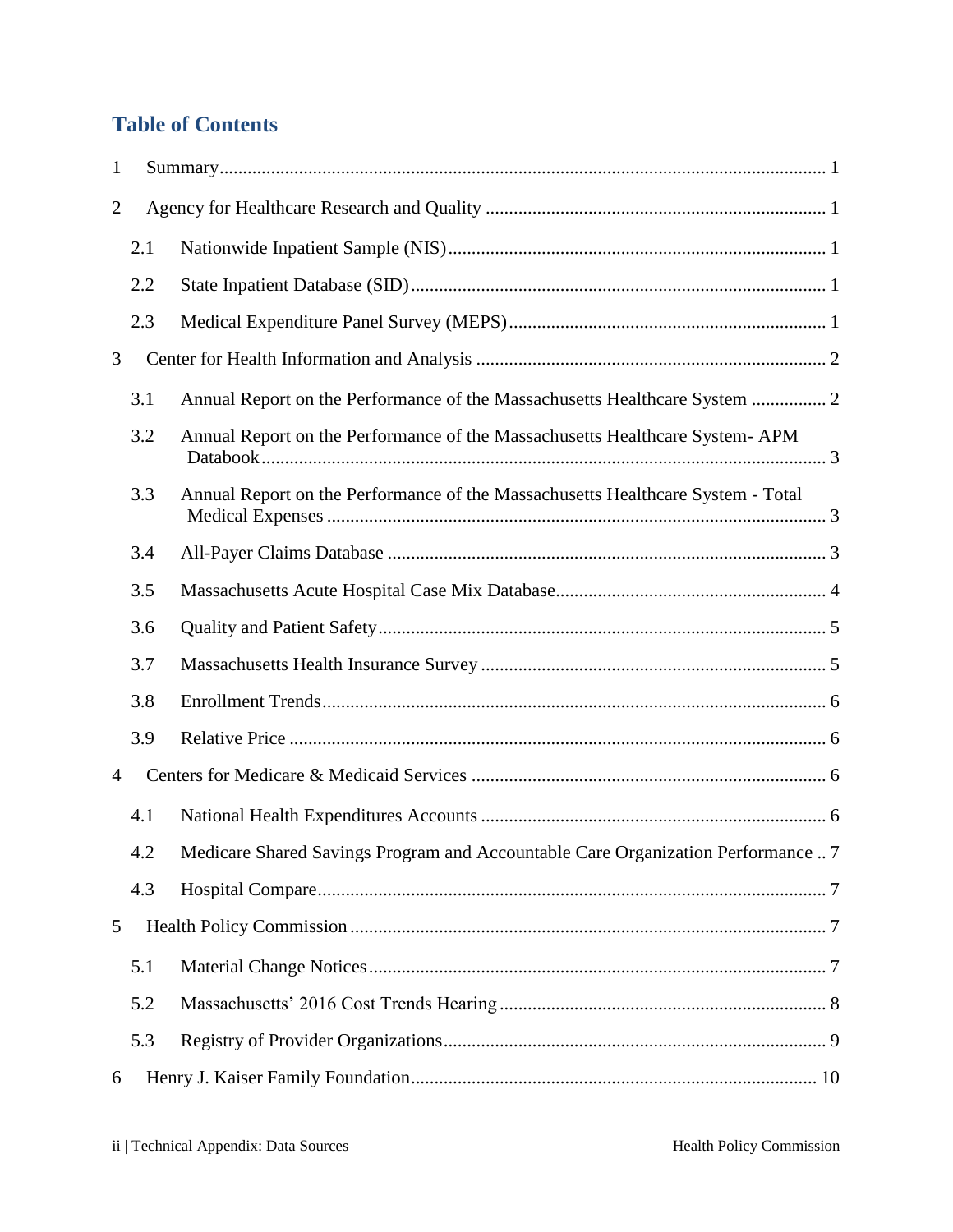## Table of Contents

1 Summary ... 1

2 Agency for Healthcare Research and Quality ... 1

- 2.1 Nationwide Inpatient Sample (NIS) ... 1
- 2.2 State Inpatient Database (SID) ... 1
- 2.3 Medical Expenditure Panel Survey (MEPS) ... 1

3 Center for Health Information and Analysis ... 2

- 3.1 Annual Report on the Performance of the Massachusetts Healthcare System ... 2
- 3.2 Annual Report on the Performance of the Massachusetts Healthcare System- APM Databook ... 3
- 3.3 Annual Report on the Performance of the Massachusetts Healthcare System - Total Medical Expenses ... 3
- 3.4 All-Payer Claims Database ... 3
- 3.5 Massachusetts Acute Hospital Case Mix Database ... 4
- 3.6 Quality and Patient Safety ... 5
- 3.7 Massachusetts Health Insurance Survey ... 5
- 3.8 Enrollment Trends ... 6
- 3.9 Relative Price ... 6

4 Centers for Medicare & Medicaid Services ... 6

- 4.1 National Health Expenditures Accounts ... 6
- 4.2 Medicare Shared Savings Program and Accountable Care Organization Performance .. 7
- 4.3 Hospital Compare ... 7

5 Health Policy Commission ... 7

- 5.1 Material Change Notices ... 7
- 5.2 Massachusetts' 2016 Cost Trends Hearing ... 8
- 5.3 Registry of Provider Organizations ... 9

6 Henry J. Kaiser Family Foundation ... 10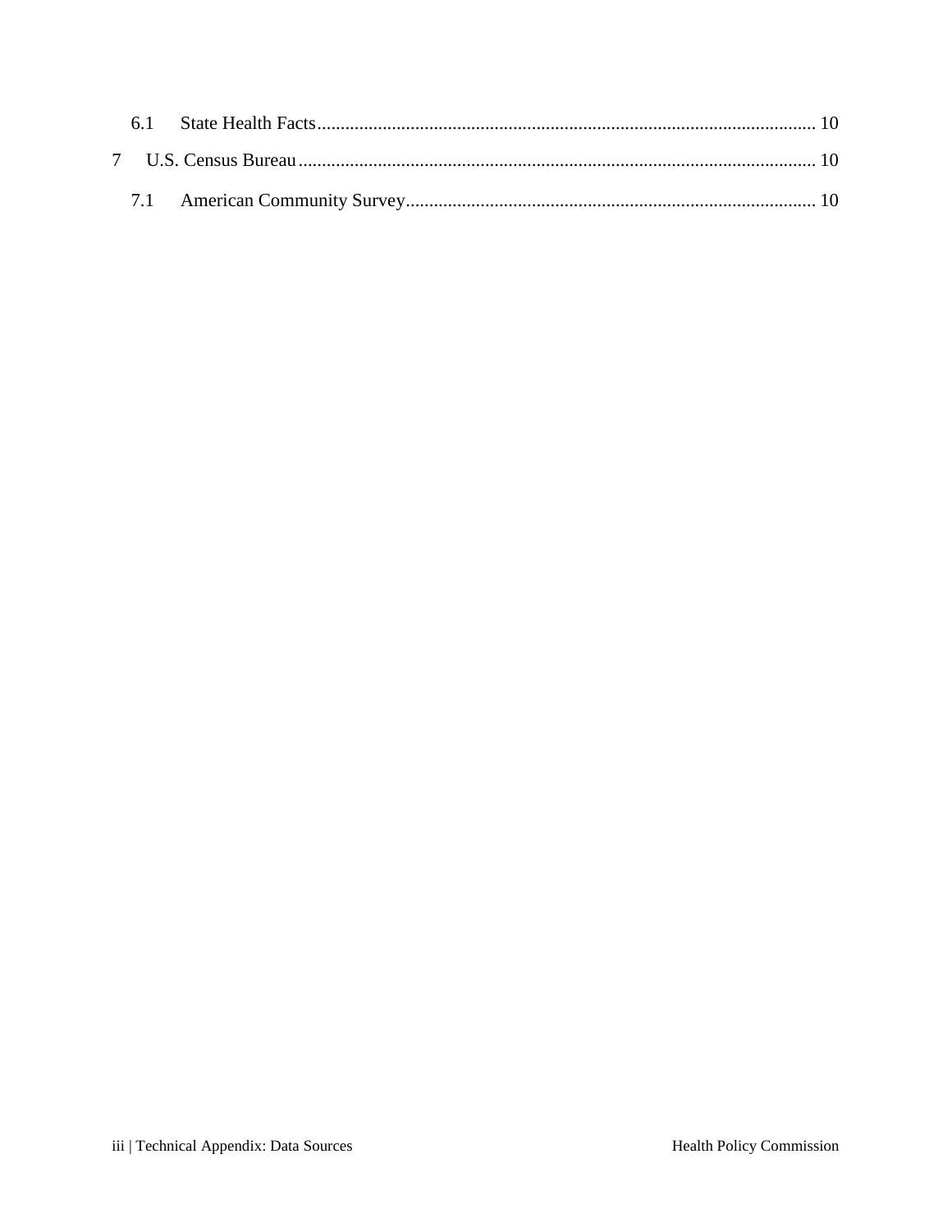6.1 State Health Facts ........................................................................................................... 10

7 U.S. Census Bureau ............................................................................................................... 10

7.1 American Community Survey ........................................................................................ 10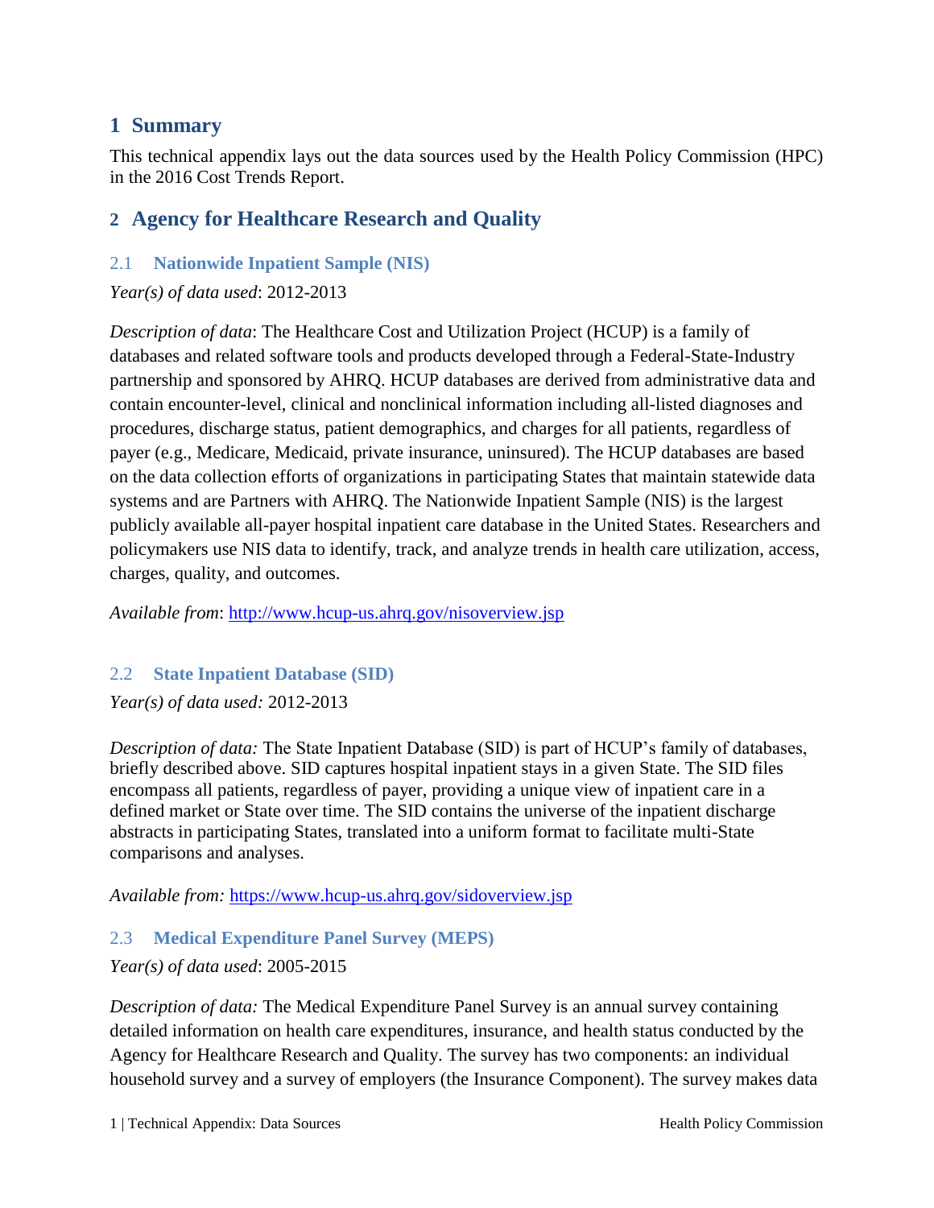# 1 Summary

This technical appendix lays out the data sources used by the Health Policy Commission (HPC) in the 2016 Cost Trends Report.

# 2 Agency for Healthcare Research and Quality

## 2.1 Nationwide Inpatient Sample (NIS)

*Year(s) of data used*: 2012-2013

*Description of data*: The Healthcare Cost and Utilization Project (HCUP) is a family of databases and related software tools and products developed through a Federal-State-Industry partnership and sponsored by AHRQ. HCUP databases are derived from administrative data and contain encounter-level, clinical and nonclinical information including all-listed diagnoses and procedures, discharge status, patient demographics, and charges for all patients, regardless of payer (e.g., Medicare, Medicaid, private insurance, uninsured). The HCUP databases are based on the data collection efforts of organizations in participating States that maintain statewide data systems and are Partners with AHRQ. The Nationwide Inpatient Sample (NIS) is the largest publicly available all-payer hospital inpatient care database in the United States. Researchers and policymakers use NIS data to identify, track, and analyze trends in health care utilization, access, charges, quality, and outcomes.

*Available from*: [http://www.hcup-us.ahrq.gov/nisoverview.jsp](http://www.hcup-us.ahrq.gov/nisoverview.jsp)

## 2.2 State Inpatient Database (SID)

*Year(s) of data used:* 2012-2013

*Description of data:* The State Inpatient Database (SID) is part of HCUP's family of databases, briefly described above. SID captures hospital inpatient stays in a given State. The SID files encompass all patients, regardless of payer, providing a unique view of inpatient care in a defined market or State over time. The SID contains the universe of the inpatient discharge abstracts in participating States, translated into a uniform format to facilitate multi-State comparisons and analyses.

*Available from:* [https://www.hcup-us.ahrq.gov/sidoverview.jsp](https://www.hcup-us.ahrq.gov/sidoverview.jsp)

## 2.3 Medical Expenditure Panel Survey (MEPS)

*Year(s) of data used*: 2005-2015

*Description of data:* The Medical Expenditure Panel Survey is an annual survey containing detailed information on health care expenditures, insurance, and health status conducted by the Agency for Healthcare Research and Quality. The survey has two components: an individual household survey and a survey of employers (the Insurance Component). The survey makes data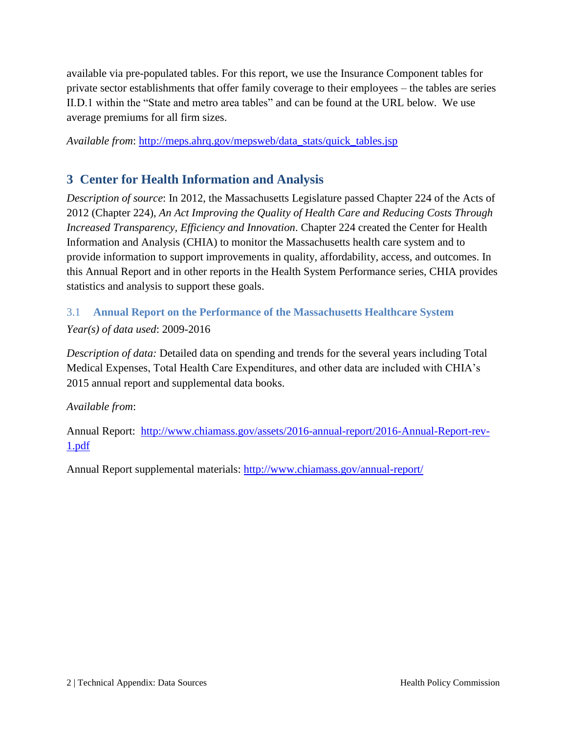available via pre-populated tables. For this report, we use the Insurance Component tables for private sector establishments that offer family coverage to their employees – the tables are series II.D.1 within the "State and metro area tables" and can be found at the URL below. We use average premiums for all firm sizes.

*Available from*: [http://meps.ahrq.gov/mepsweb/data_stats/quick_tables.jsp](http://meps.ahrq.gov/mepsweb/data_stats/quick_tables.jsp)

# 3 Center for Health Information and Analysis

*Description of source*: In 2012, the Massachusetts Legislature passed Chapter 224 of the Acts of 2012 (Chapter 224), *An Act Improving the Quality of Health Care and Reducing Costs Through Increased Transparency, Efficiency and Innovation*. Chapter 224 created the Center for Health Information and Analysis (CHIA) to monitor the Massachusetts health care system and to provide information to support improvements in quality, affordability, access, and outcomes. In this Annual Report and in other reports in the Health System Performance series, CHIA provides statistics and analysis to support these goals.

## 3.1 Annual Report on the Performance of the Massachusetts Healthcare System

*Year(s) of data used*: 2009-2016

*Description of data:* Detailed data on spending and trends for the several years including Total Medical Expenses, Total Health Care Expenditures, and other data are included with CHIA's 2015 annual report and supplemental data books.

*Available from*:

Annual Report: [http://www.chiamass.gov/assets/2016-annual-report/2016-Annual-Report-rev-1.pdf](http://www.chiamass.gov/assets/2016-annual-report/2016-Annual-Report-rev-1.pdf)

Annual Report supplemental materials: [http://www.chiamass.gov/annual-report/](http://www.chiamass.gov/annual-report/)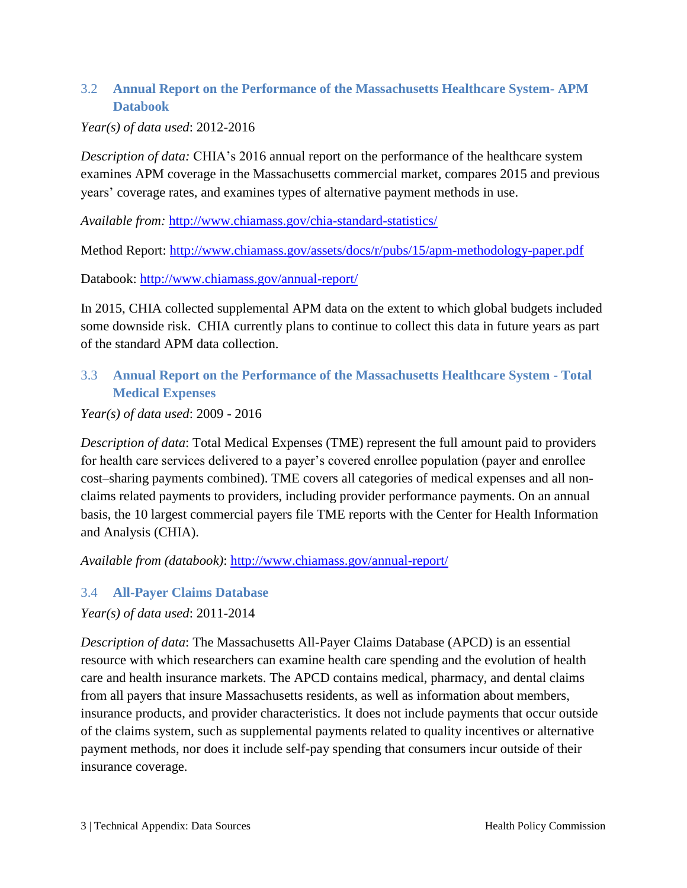### 3.2 Annual Report on the Performance of the Massachusetts Healthcare System- APM Databook

*Year(s) of data used*: 2012-2016

*Description of data:* CHIA's 2016 annual report on the performance of the healthcare system examines APM coverage in the Massachusetts commercial market, compares 2015 and previous years' coverage rates, and examines types of alternative payment methods in use.

*Available from:* [http://www.chiamass.gov/chia-standard-statistics/](http://www.chiamass.gov/chia-standard-statistics/)

Method Report: [http://www.chiamass.gov/assets/docs/r/pubs/15/apm-methodology-paper.pdf](http://www.chiamass.gov/assets/docs/r/pubs/15/apm-methodology-paper.pdf)

Databook: [http://www.chiamass.gov/annual-report/](http://www.chiamass.gov/annual-report/)

In 2015, CHIA collected supplemental APM data on the extent to which global budgets included some downside risk. CHIA currently plans to continue to collect this data in future years as part of the standard APM data collection.

### 3.3 Annual Report on the Performance of the Massachusetts Healthcare System - Total Medical Expenses

*Year(s) of data used*: 2009 - 2016

*Description of data*: Total Medical Expenses (TME) represent the full amount paid to providers for health care services delivered to a payer's covered enrollee population (payer and enrollee cost–sharing payments combined). TME covers all categories of medical expenses and all non-claims related payments to providers, including provider performance payments. On an annual basis, the 10 largest commercial payers file TME reports with the Center for Health Information and Analysis (CHIA).

*Available from (databook)*: [http://www.chiamass.gov/annual-report/](http://www.chiamass.gov/annual-report/)

### 3.4 All-Payer Claims Database

*Year(s) of data used*: 2011-2014

*Description of data*: The Massachusetts All-Payer Claims Database (APCD) is an essential resource with which researchers can examine health care spending and the evolution of health care and health insurance markets. The APCD contains medical, pharmacy, and dental claims from all payers that insure Massachusetts residents, as well as information about members, insurance products, and provider characteristics. It does not include payments that occur outside of the claims system, such as supplemental payments related to quality incentives or alternative payment methods, nor does it include self-pay spending that consumers incur outside of their insurance coverage.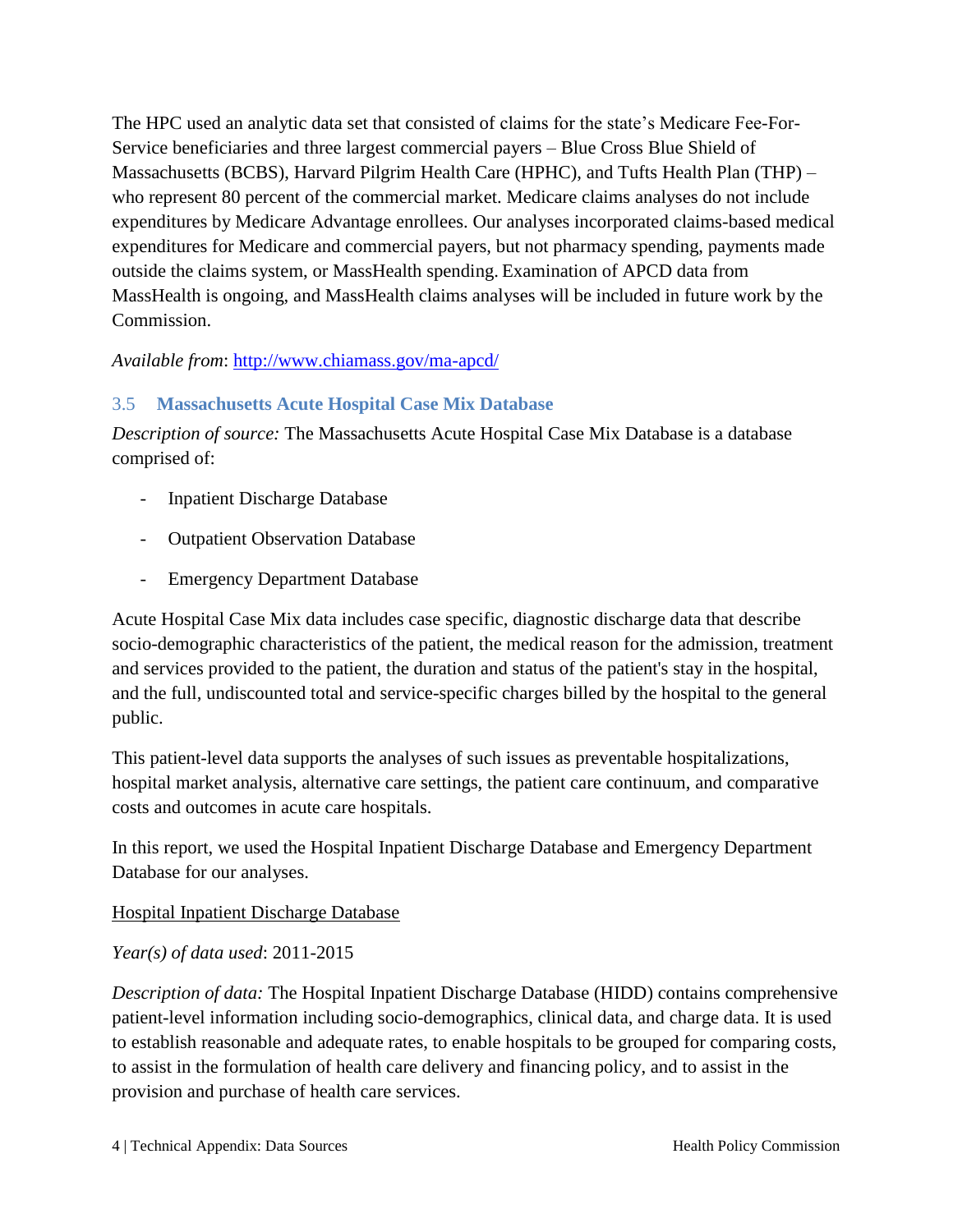The HPC used an analytic data set that consisted of claims for the state's Medicare Fee-For-Service beneficiaries and three largest commercial payers – Blue Cross Blue Shield of Massachusetts (BCBS), Harvard Pilgrim Health Care (HPHC), and Tufts Health Plan (THP) – who represent 80 percent of the commercial market. Medicare claims analyses do not include expenditures by Medicare Advantage enrollees. Our analyses incorporated claims-based medical expenditures for Medicare and commercial payers, but not pharmacy spending, payments made outside the claims system, or MassHealth spending. Examination of APCD data from MassHealth is ongoing, and MassHealth claims analyses will be included in future work by the Commission.

*Available from*: [http://www.chiamass.gov/ma-apcd/](http://www.chiamass.gov/ma-apcd/)

### 3.5 Massachusetts Acute Hospital Case Mix Database

*Description of source:* The Massachusetts Acute Hospital Case Mix Database is a database comprised of:

- Inpatient Discharge Database
- Outpatient Observation Database
- Emergency Department Database

Acute Hospital Case Mix data includes case specific, diagnostic discharge data that describe socio-demographic characteristics of the patient, the medical reason for the admission, treatment and services provided to the patient, the duration and status of the patient's stay in the hospital, and the full, undiscounted total and service-specific charges billed by the hospital to the general public.

This patient-level data supports the analyses of such issues as preventable hospitalizations, hospital market analysis, alternative care settings, the patient care continuum, and comparative costs and outcomes in acute care hospitals.

In this report, we used the Hospital Inpatient Discharge Database and Emergency Department Database for our analyses.

<u>Hospital Inpatient Discharge Database</u>

*Year(s) of data used*: 2011-2015

*Description of data:* The Hospital Inpatient Discharge Database (HIDD) contains comprehensive patient-level information including socio-demographics, clinical data, and charge data. It is used to establish reasonable and adequate rates, to enable hospitals to be grouped for comparing costs, to assist in the formulation of health care delivery and financing policy, and to assist in the provision and purchase of health care services.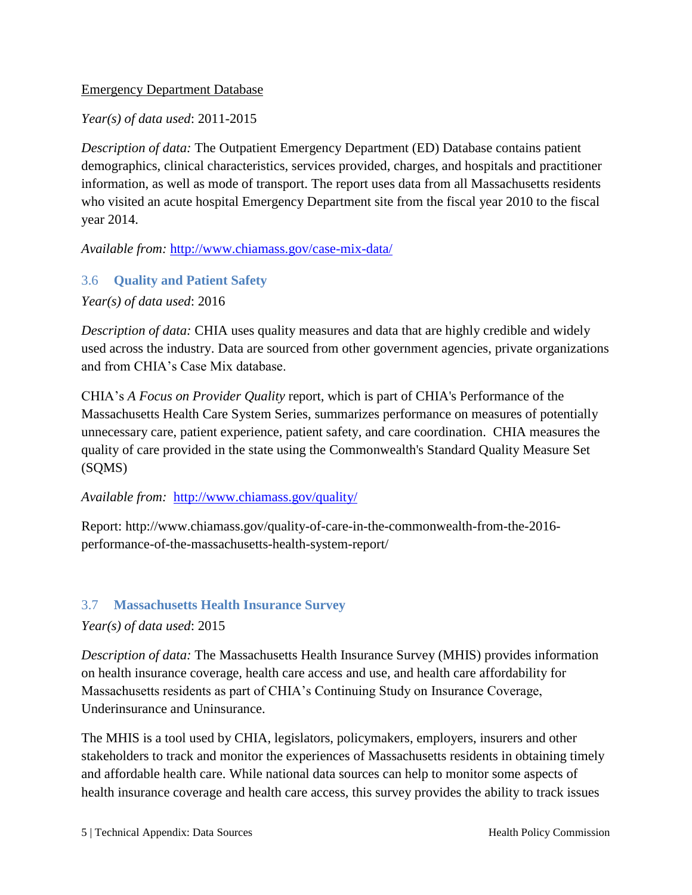Emergency Department Database

*Year(s) of data used*: 2011-2015

*Description of data:* The Outpatient Emergency Department (ED) Database contains patient demographics, clinical characteristics, services provided, charges, and hospitals and practitioner information, as well as mode of transport. The report uses data from all Massachusetts residents who visited an acute hospital Emergency Department site from the fiscal year 2010 to the fiscal year 2014.

*Available from:* http://www.chiamass.gov/case-mix-data/

### 3.6 Quality and Patient Safety

*Year(s) of data used*: 2016

*Description of data:* CHIA uses quality measures and data that are highly credible and widely used across the industry. Data are sourced from other government agencies, private organizations and from CHIA's Case Mix database.

CHIA's *A Focus on Provider Quality* report, which is part of CHIA's Performance of the Massachusetts Health Care System Series, summarizes performance on measures of potentially unnecessary care, patient experience, patient safety, and care coordination. CHIA measures the quality of care provided in the state using the Commonwealth's Standard Quality Measure Set (SQMS)

*Available from:* http://www.chiamass.gov/quality/

Report: http://www.chiamass.gov/quality-of-care-in-the-commonwealth-from-the-2016-performance-of-the-massachusetts-health-system-report/

### 3.7 Massachusetts Health Insurance Survey

*Year(s) of data used*: 2015

*Description of data:* The Massachusetts Health Insurance Survey (MHIS) provides information on health insurance coverage, health care access and use, and health care affordability for Massachusetts residents as part of CHIA's Continuing Study on Insurance Coverage, Underinsurance and Uninsurance.

The MHIS is a tool used by CHIA, legislators, policymakers, employers, insurers and other stakeholders to track and monitor the experiences of Massachusetts residents in obtaining timely and affordable health care. While national data sources can help to monitor some aspects of health insurance coverage and health care access, this survey provides the ability to track issues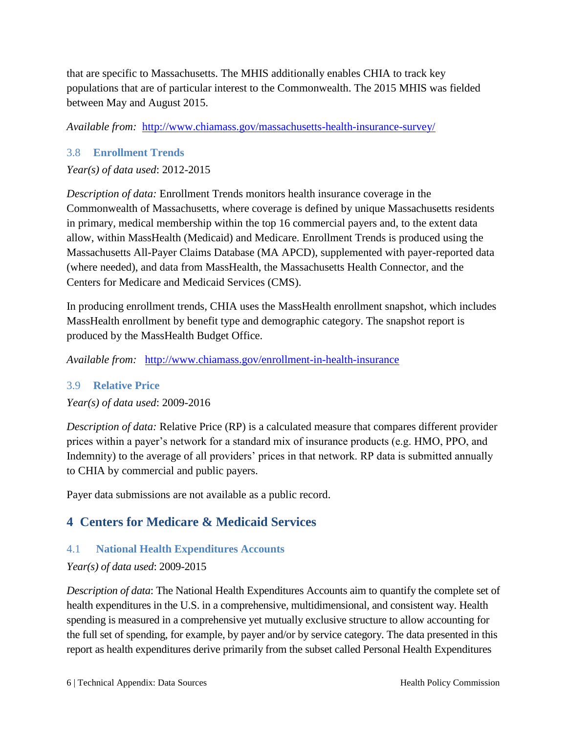that are specific to Massachusetts. The MHIS additionally enables CHIA to track key populations that are of particular interest to the Commonwealth. The 2015 MHIS was fielded between May and August 2015.

*Available from:* [http://www.chiamass.gov/massachusetts-health-insurance-survey/](http://www.chiamass.gov/massachusetts-health-insurance-survey/)

### 3.8 Enrollment Trends

*Year(s) of data used*: 2012-2015

*Description of data:* Enrollment Trends monitors health insurance coverage in the Commonwealth of Massachusetts, where coverage is defined by unique Massachusetts residents in primary, medical membership within the top 16 commercial payers and, to the extent data allow, within MassHealth (Medicaid) and Medicare. Enrollment Trends is produced using the Massachusetts All-Payer Claims Database (MA APCD), supplemented with payer-reported data (where needed), and data from MassHealth, the Massachusetts Health Connector, and the Centers for Medicare and Medicaid Services (CMS).

In producing enrollment trends, CHIA uses the MassHealth enrollment snapshot, which includes MassHealth enrollment by benefit type and demographic category. The snapshot report is produced by the MassHealth Budget Office.

*Available from:* [http://www.chiamass.gov/enrollment-in-health-insurance](http://www.chiamass.gov/enrollment-in-health-insurance)

### 3.9 Relative Price

*Year(s) of data used*: 2009-2016

*Description of data:* Relative Price (RP) is a calculated measure that compares different provider prices within a payer's network for a standard mix of insurance products (e.g. HMO, PPO, and Indemnity) to the average of all providers' prices in that network. RP data is submitted annually to CHIA by commercial and public payers.

Payer data submissions are not available as a public record.

## 4 Centers for Medicare & Medicaid Services

### 4.1 National Health Expenditures Accounts

*Year(s) of data used*: 2009-2015

*Description of data*: The National Health Expenditures Accounts aim to quantify the complete set of health expenditures in the U.S. in a comprehensive, multidimensional, and consistent way. Health spending is measured in a comprehensive yet mutually exclusive structure to allow accounting for the full set of spending, for example, by payer and/or by service category. The data presented in this report as health expenditures derive primarily from the subset called Personal Health Expenditures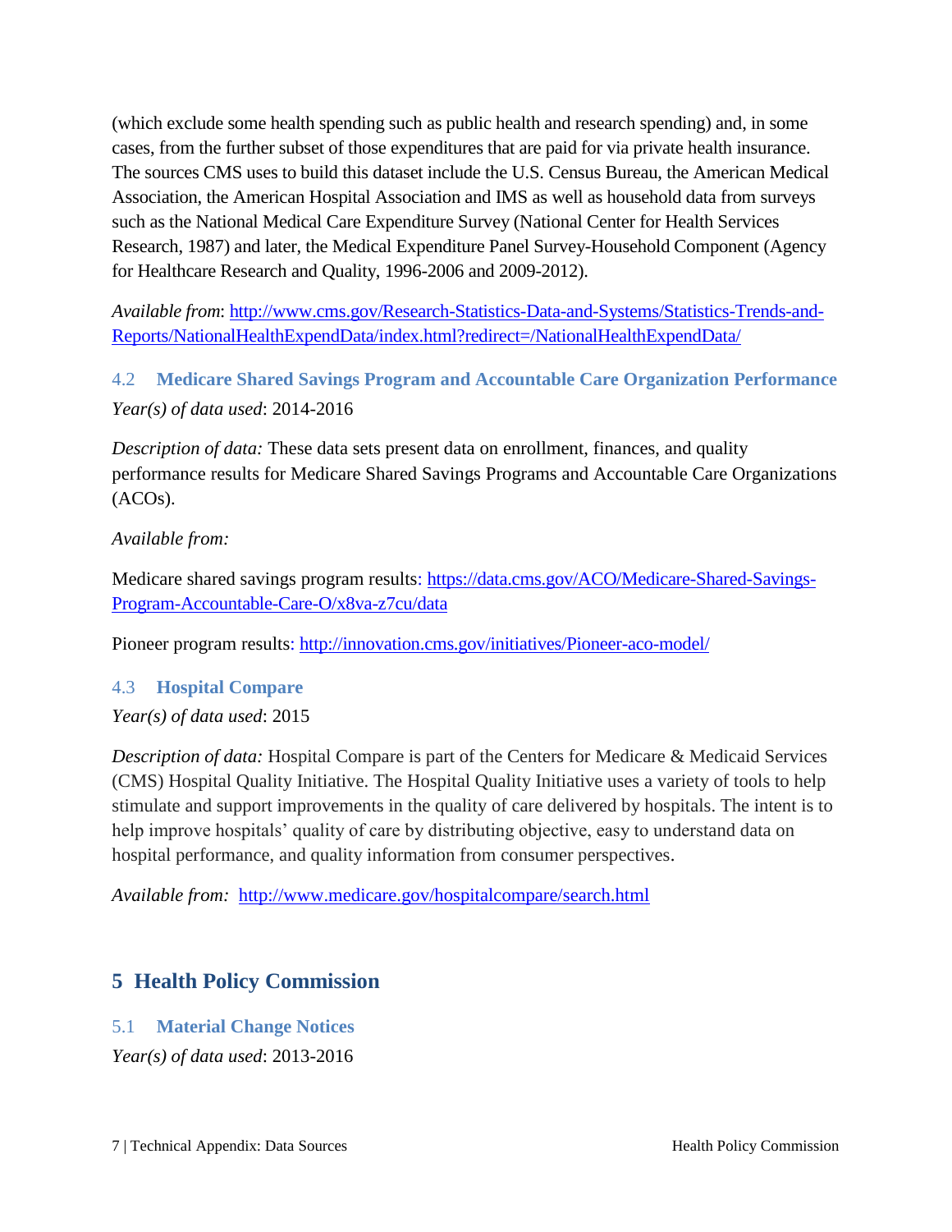(which exclude some health spending such as public health and research spending) and, in some cases, from the further subset of those expenditures that are paid for via private health insurance. The sources CMS uses to build this dataset include the U.S. Census Bureau, the American Medical Association, the American Hospital Association and IMS as well as household data from surveys such as the National Medical Care Expenditure Survey (National Center for Health Services Research, 1987) and later, the Medical Expenditure Panel Survey-Household Component (Agency for Healthcare Research and Quality, 1996-2006 and 2009-2012).

*Available from*: [http://www.cms.gov/Research-Statistics-Data-and-Systems/Statistics-Trends-and-Reports/NationalHealthExpendData/index.html?redirect=/NationalHealthExpendData/](http://www.cms.gov/Research-Statistics-Data-and-Systems/Statistics-Trends-and-Reports/NationalHealthExpendData/index.html?redirect=/NationalHealthExpendData/)

### 4.2 Medicare Shared Savings Program and Accountable Care Organization Performance

*Year(s) of data used*: 2014-2016

*Description of data:* These data sets present data on enrollment, finances, and quality performance results for Medicare Shared Savings Programs and Accountable Care Organizations (ACOs).

*Available from:*

Medicare shared savings program results: [https://data.cms.gov/ACO/Medicare-Shared-Savings-Program-Accountable-Care-O/x8va-z7cu/data](https://data.cms.gov/ACO/Medicare-Shared-Savings-Program-Accountable-Care-O/x8va-z7cu/data)

Pioneer program results: [http://innovation.cms.gov/initiatives/Pioneer-aco-model/](http://innovation.cms.gov/initiatives/Pioneer-aco-model/)

### 4.3 Hospital Compare

*Year(s) of data used*: 2015

*Description of data:* Hospital Compare is part of the Centers for Medicare & Medicaid Services (CMS) Hospital Quality Initiative. The Hospital Quality Initiative uses a variety of tools to help stimulate and support improvements in the quality of care delivered by hospitals. The intent is to help improve hospitals' quality of care by distributing objective, easy to understand data on hospital performance, and quality information from consumer perspectives.

*Available from:* [http://www.medicare.gov/hospitalcompare/search.html](http://www.medicare.gov/hospitalcompare/search.html)

## 5 Health Policy Commission

### 5.1 Material Change Notices

*Year(s) of data used*: 2013-2016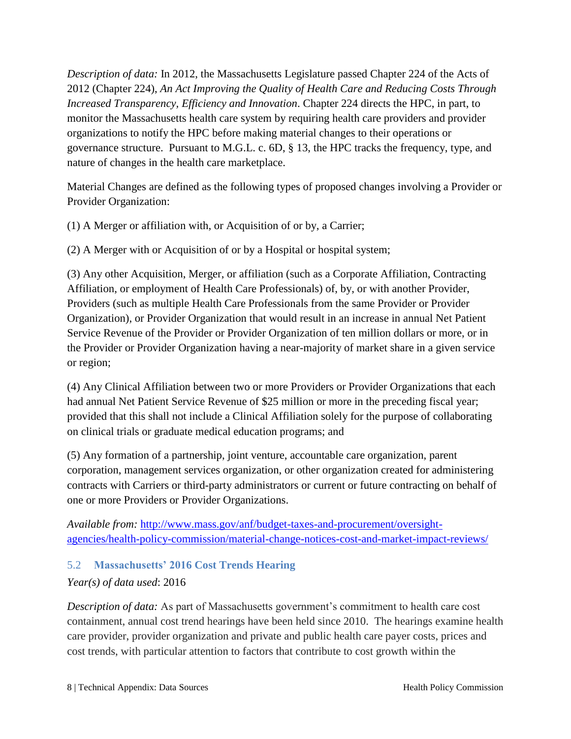*Description of data:* In 2012, the Massachusetts Legislature passed Chapter 224 of the Acts of 2012 (Chapter 224), *An Act Improving the Quality of Health Care and Reducing Costs Through Increased Transparency, Efficiency and Innovation*. Chapter 224 directs the HPC, in part, to monitor the Massachusetts health care system by requiring health care providers and provider organizations to notify the HPC before making material changes to their operations or governance structure. Pursuant to M.G.L. c. 6D, § 13, the HPC tracks the frequency, type, and nature of changes in the health care marketplace.

Material Changes are defined as the following types of proposed changes involving a Provider or Provider Organization:

(1) A Merger or affiliation with, or Acquisition of or by, a Carrier;

(2) A Merger with or Acquisition of or by a Hospital or hospital system;

(3) Any other Acquisition, Merger, or affiliation (such as a Corporate Affiliation, Contracting Affiliation, or employment of Health Care Professionals) of, by, or with another Provider, Providers (such as multiple Health Care Professionals from the same Provider or Provider Organization), or Provider Organization that would result in an increase in annual Net Patient Service Revenue of the Provider or Provider Organization of ten million dollars or more, or in the Provider or Provider Organization having a near-majority of market share in a given service or region;

(4) Any Clinical Affiliation between two or more Providers or Provider Organizations that each had annual Net Patient Service Revenue of $25 million or more in the preceding fiscal year; provided that this shall not include a Clinical Affiliation solely for the purpose of collaborating on clinical trials or graduate medical education programs; and

(5) Any formation of a partnership, joint venture, accountable care organization, parent corporation, management services organization, or other organization created for administering contracts with Carriers or third-party administrators or current or future contracting on behalf of one or more Providers or Provider Organizations.

*Available from:* [http://www.mass.gov/anf/budget-taxes-and-procurement/oversight-agencies/health-policy-commission/material-change-notices-cost-and-market-impact-reviews/](http://www.mass.gov/anf/budget-taxes-and-procurement/oversight-agencies/health-policy-commission/material-change-notices-cost-and-market-impact-reviews/)

### 5.2 Massachusetts' 2016 Cost Trends Hearing

*Year(s) of data used*: 2016

*Description of data:* As part of Massachusetts government's commitment to health care cost containment, annual cost trend hearings have been held since 2010. The hearings examine health care provider, provider organization and private and public health care payer costs, prices and cost trends, with particular attention to factors that contribute to cost growth within the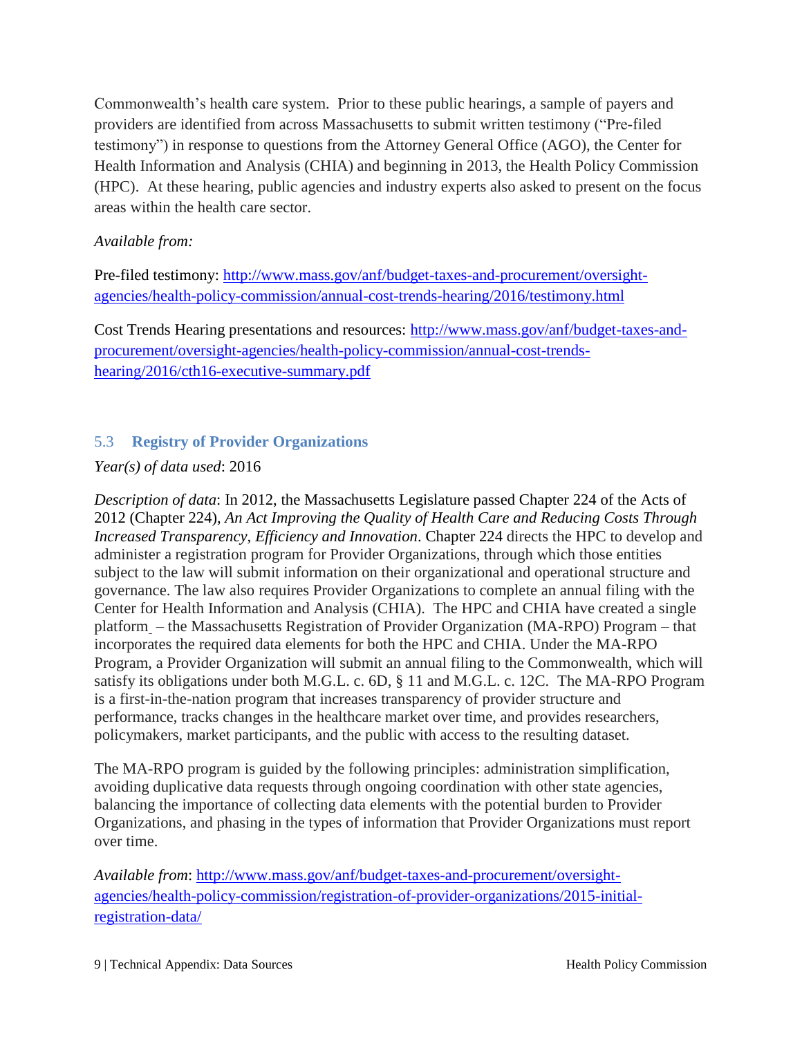Commonwealth's health care system. Prior to these public hearings, a sample of payers and providers are identified from across Massachusetts to submit written testimony ("Pre-filed testimony") in response to questions from the Attorney General Office (AGO), the Center for Health Information and Analysis (CHIA) and beginning in 2013, the Health Policy Commission (HPC). At these hearing, public agencies and industry experts also asked to present on the focus areas within the health care sector.

*Available from:*

Pre-filed testimony: [http://www.mass.gov/anf/budget-taxes-and-procurement/oversight-agencies/health-policy-commission/annual-cost-trends-hearing/2016/testimony.html](http://www.mass.gov/anf/budget-taxes-and-procurement/oversight-agencies/health-policy-commission/annual-cost-trends-hearing/2016/testimony.html)

Cost Trends Hearing presentations and resources: [http://www.mass.gov/anf/budget-taxes-and-procurement/oversight-agencies/health-policy-commission/annual-cost-trends-hearing/2016/cth16-executive-summary.pdf](http://www.mass.gov/anf/budget-taxes-and-procurement/oversight-agencies/health-policy-commission/annual-cost-trends-hearing/2016/cth16-executive-summary.pdf)

## 5.3 Registry of Provider Organizations

*Year(s) of data used*: 2016

*Description of data*: In 2012, the Massachusetts Legislature passed Chapter 224 of the Acts of 2012 (Chapter 224), *An Act Improving the Quality of Health Care and Reducing Costs Through Increased Transparency, Efficiency and Innovation*. Chapter 224 directs the HPC to develop and administer a registration program for Provider Organizations, through which those entities subject to the law will submit information on their organizational and operational structure and governance. The law also requires Provider Organizations to complete an annual filing with the Center for Health Information and Analysis (CHIA). The HPC and CHIA have created a single platform – the Massachusetts Registration of Provider Organization (MA-RPO) Program – that incorporates the required data elements for both the HPC and CHIA. Under the MA-RPO Program, a Provider Organization will submit an annual filing to the Commonwealth, which will satisfy its obligations under both M.G.L. c. 6D, § 11 and M.G.L. c. 12C. The MA-RPO Program is a first-in-the-nation program that increases transparency of provider structure and performance, tracks changes in the healthcare market over time, and provides researchers, policymakers, market participants, and the public with access to the resulting dataset.

The MA-RPO program is guided by the following principles: administration simplification, avoiding duplicative data requests through ongoing coordination with other state agencies, balancing the importance of collecting data elements with the potential burden to Provider Organizations, and phasing in the types of information that Provider Organizations must report over time.

*Available from*: [http://www.mass.gov/anf/budget-taxes-and-procurement/oversight-agencies/health-policy-commission/registration-of-provider-organizations/2015-initial-registration-data/](http://www.mass.gov/anf/budget-taxes-and-procurement/oversight-agencies/health-policy-commission/registration-of-provider-organizations/2015-initial-registration-data/)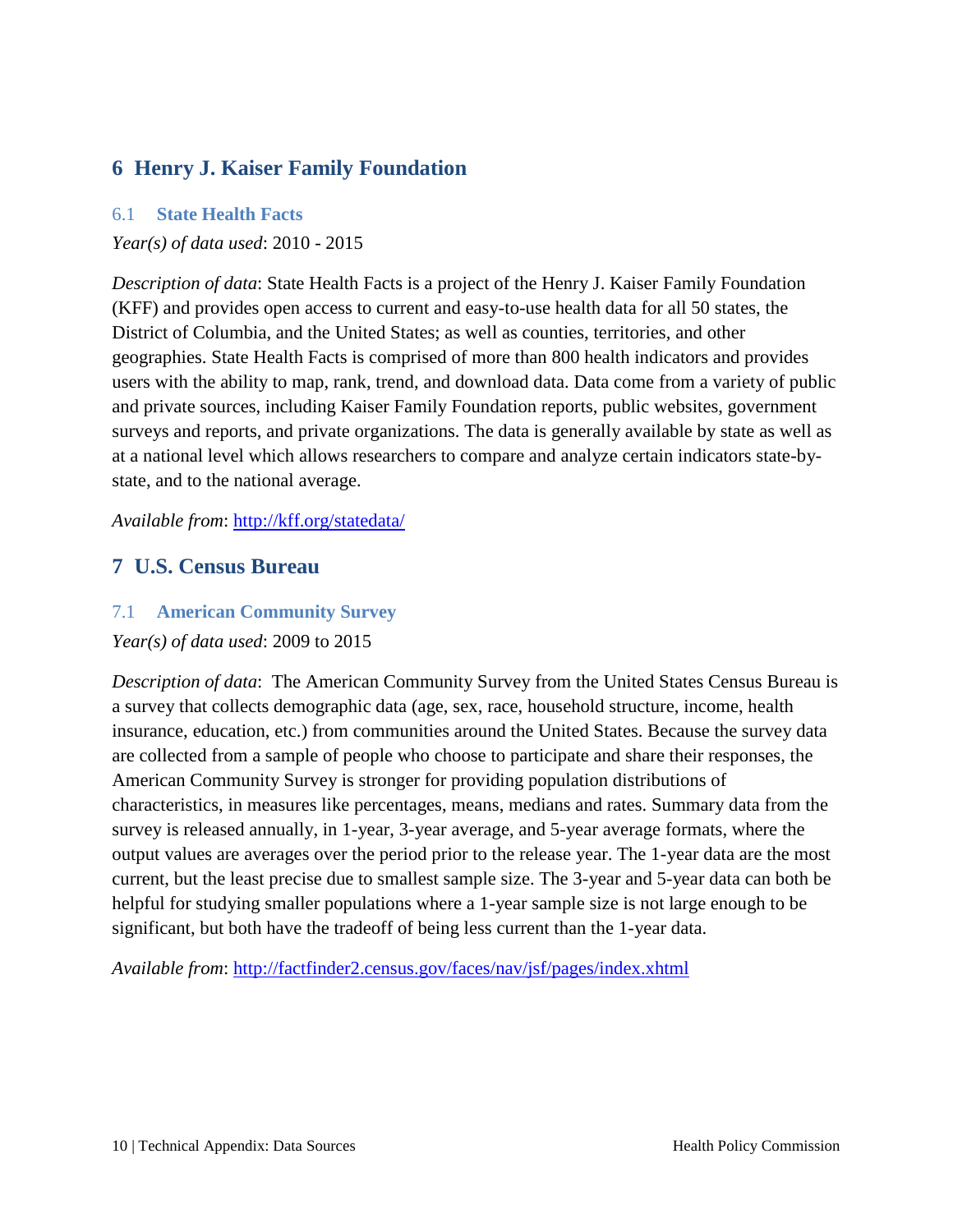# 6 Henry J. Kaiser Family Foundation

## 6.1 State Health Facts

*Year(s) of data used*: 2010 - 2015

*Description of data*: State Health Facts is a project of the Henry J. Kaiser Family Foundation (KFF) and provides open access to current and easy-to-use health data for all 50 states, the District of Columbia, and the United States; as well as counties, territories, and other geographies. State Health Facts is comprised of more than 800 health indicators and provides users with the ability to map, rank, trend, and download data. Data come from a variety of public and private sources, including Kaiser Family Foundation reports, public websites, government surveys and reports, and private organizations. The data is generally available by state as well as at a national level which allows researchers to compare and analyze certain indicators state-by-state, and to the national average.

*Available from*: http://kff.org/statedata/

# 7 U.S. Census Bureau

## 7.1 American Community Survey

*Year(s) of data used*: 2009 to 2015

*Description of data*: The American Community Survey from the United States Census Bureau is a survey that collects demographic data (age, sex, race, household structure, income, health insurance, education, etc.) from communities around the United States. Because the survey data are collected from a sample of people who choose to participate and share their responses, the American Community Survey is stronger for providing population distributions of characteristics, in measures like percentages, means, medians and rates. Summary data from the survey is released annually, in 1-year, 3-year average, and 5-year average formats, where the output values are averages over the period prior to the release year. The 1-year data are the most current, but the least precise due to smallest sample size. The 3-year and 5-year data can both be helpful for studying smaller populations where a 1-year sample size is not large enough to be significant, but both have the tradeoff of being less current than the 1-year data.

*Available from*: http://factfinder2.census.gov/faces/nav/jsf/pages/index.xhtml